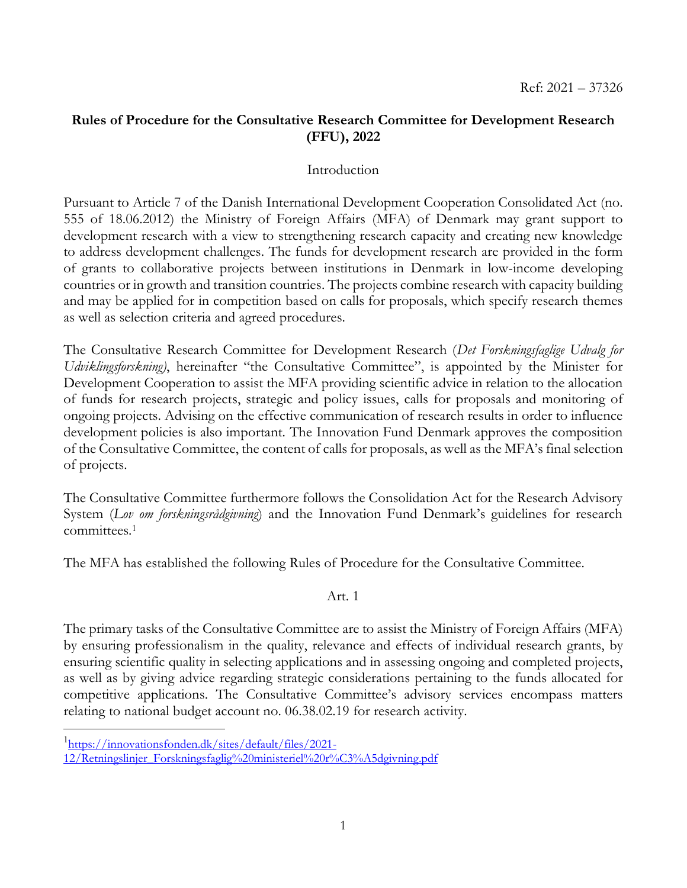Ref: 2021 – 37326

# Rules of Procedure for the Consultative Research Committee for Development Research (FFU), 2022

## Introduction

Pursuant to Article 7 of the Danish International Development Cooperation Consolidated Act (no. 555 of 18.06.2012) the Ministry of Foreign Affairs (MFA) of Denmark may grant support to development research with a view to strengthening research capacity and creating new knowledge to address development challenges. The funds for development research are provided in the form of grants to collaborative projects between institutions in Denmark in low-income developing countries or in growth and transition countries. The projects combine research with capacity building and may be applied for in competition based on calls for proposals, which specify research themes as well as selection criteria and agreed procedures.

The Consultative Research Committee for Development Research (*Det Forskningsfaglige Udvalg for Udviklingsforskning)*, hereinafter "the Consultative Committee", is appointed by the Minister for Development Cooperation to assist the MFA providing scientific advice in relation to the allocation of funds for research projects, strategic and policy issues, calls for proposals and monitoring of ongoing projects. Advising on the effective communication of research results in order to influence development policies is also important. The Innovation Fund Denmark approves the composition of the Consultative Committee, the content of calls for proposals, as well as the MFA's final selection of projects.

The Consultative Committee furthermore follows the Consolidation Act for the Research Advisory System (*Lov om forskningsrådgivning*) and the Innovation Fund Denmark's guidelines for research committees.[1]

The MFA has established the following Rules of Procedure for the Consultative Committee.

## Art. 1

The primary tasks of the Consultative Committee are to assist the Ministry of Foreign Affairs (MFA) by ensuring professionalism in the quality, relevance and effects of individual research grants, by ensuring scientific quality in selecting applications and in assessing ongoing and completed projects, as well as by giving advice regarding strategic considerations pertaining to the funds allocated for competitive applications. The Consultative Committee's advisory services encompass matters relating to national budget account no. 06.38.02.19 for research activity.

---

[1] https://innovationsfonden.dk/sites/default/files/2021-12/Retningslinjer_Forskningsfaglig%20ministeriel%20r%C3%A5dgivning.pdf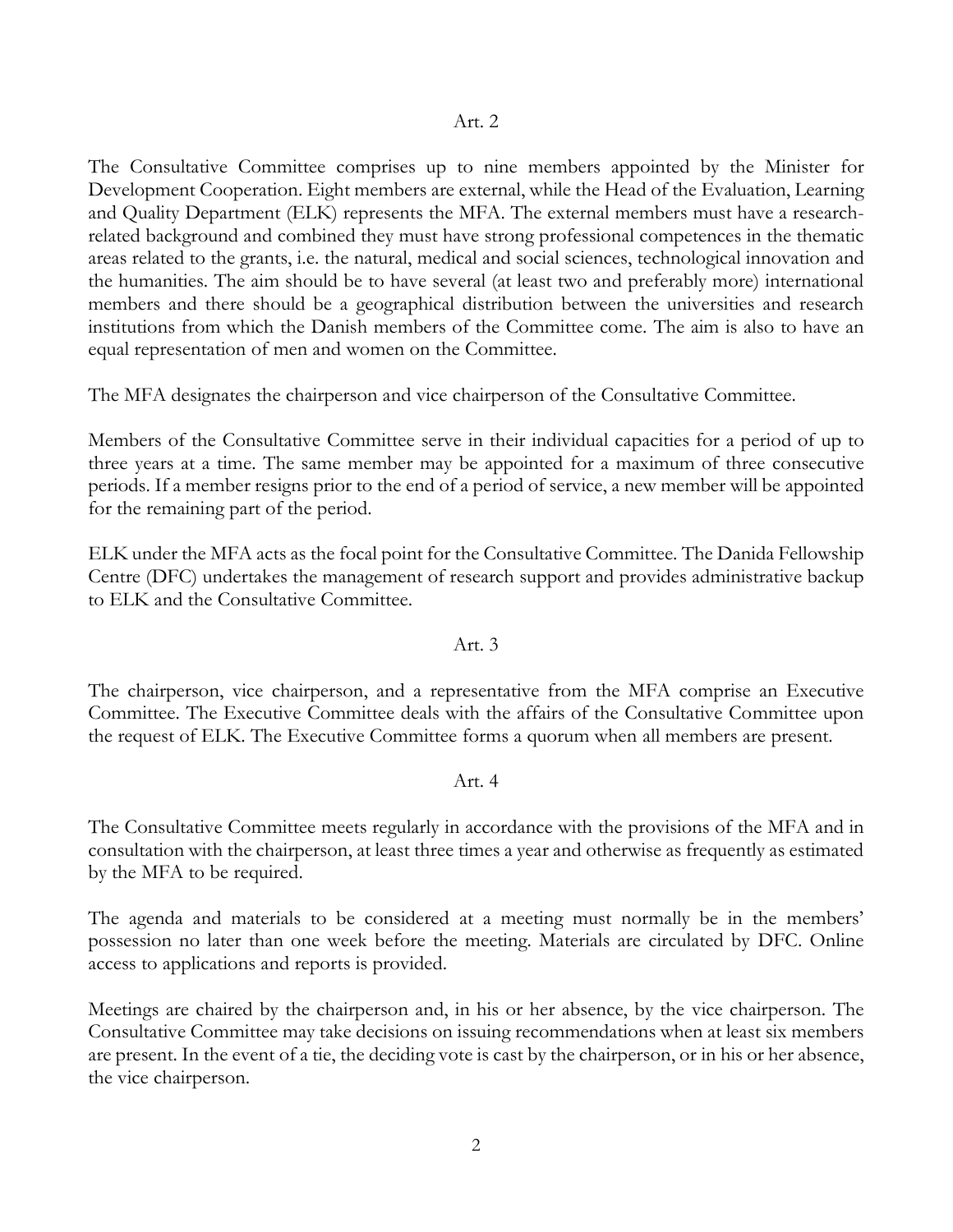## Art. 2

The Consultative Committee comprises up to nine members appointed by the Minister for Development Cooperation. Eight members are external, while the Head of the Evaluation, Learning and Quality Department (ELK) represents the MFA. The external members must have a research-related background and combined they must have strong professional competences in the thematic areas related to the grants, i.e. the natural, medical and social sciences, technological innovation and the humanities. The aim should be to have several (at least two and preferably more) international members and there should be a geographical distribution between the universities and research institutions from which the Danish members of the Committee come. The aim is also to have an equal representation of men and women on the Committee.

The MFA designates the chairperson and vice chairperson of the Consultative Committee.

Members of the Consultative Committee serve in their individual capacities for a period of up to three years at a time. The same member may be appointed for a maximum of three consecutive periods. If a member resigns prior to the end of a period of service, a new member will be appointed for the remaining part of the period.

ELK under the MFA acts as the focal point for the Consultative Committee. The Danida Fellowship Centre (DFC) undertakes the management of research support and provides administrative backup to ELK and the Consultative Committee.

## Art. 3

The chairperson, vice chairperson, and a representative from the MFA comprise an Executive Committee. The Executive Committee deals with the affairs of the Consultative Committee upon the request of ELK. The Executive Committee forms a quorum when all members are present.

## Art. 4

The Consultative Committee meets regularly in accordance with the provisions of the MFA and in consultation with the chairperson, at least three times a year and otherwise as frequently as estimated by the MFA to be required.

The agenda and materials to be considered at a meeting must normally be in the members' possession no later than one week before the meeting. Materials are circulated by DFC. Online access to applications and reports is provided.

Meetings are chaired by the chairperson and, in his or her absence, by the vice chairperson. The Consultative Committee may take decisions on issuing recommendations when at least six members are present. In the event of a tie, the deciding vote is cast by the chairperson, or in his or her absence, the vice chairperson.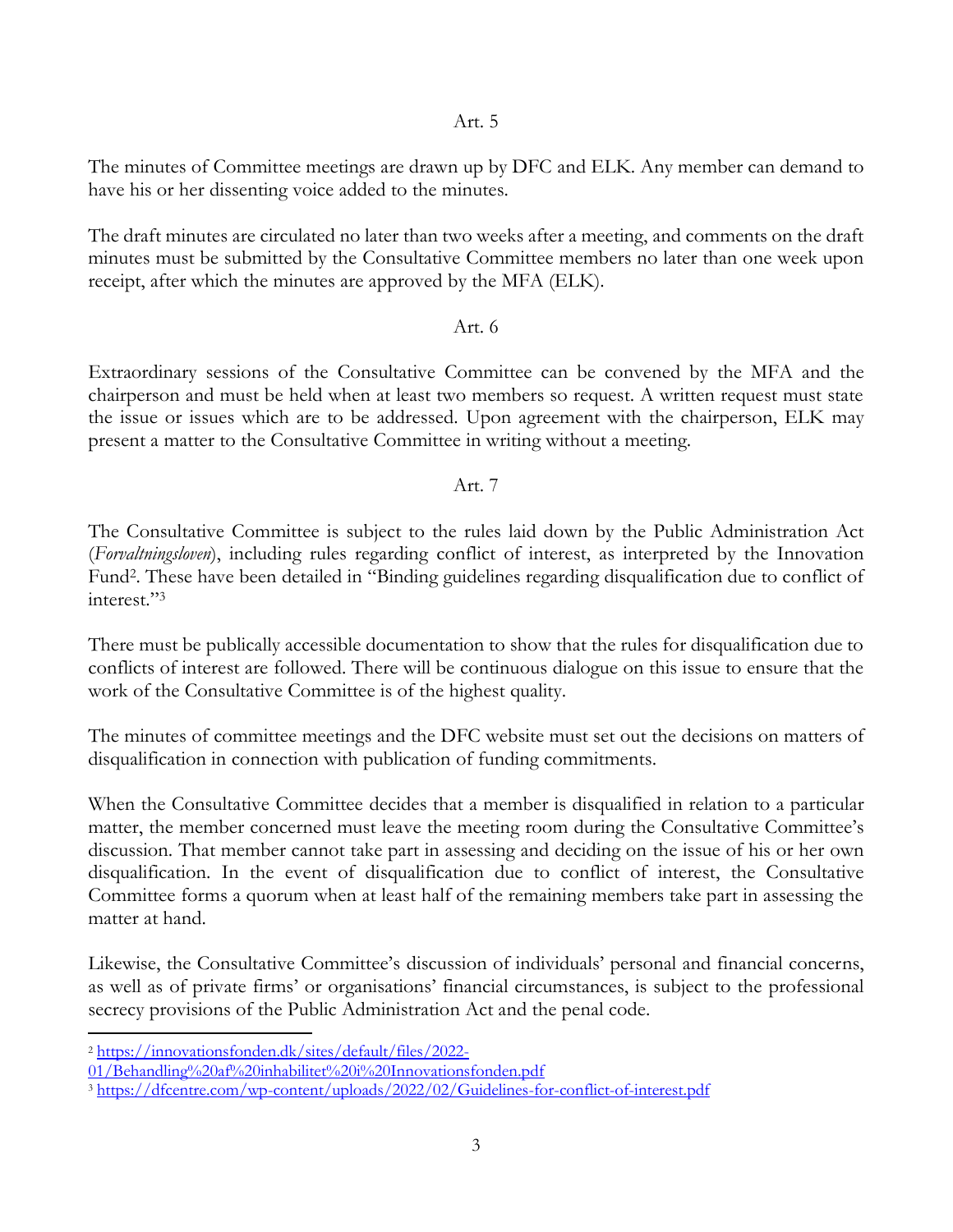## Art. 5

The minutes of Committee meetings are drawn up by DFC and ELK. Any member can demand to have his or her dissenting voice added to the minutes.

The draft minutes are circulated no later than two weeks after a meeting, and comments on the draft minutes must be submitted by the Consultative Committee members no later than one week upon receipt, after which the minutes are approved by the MFA (ELK).

## Art. 6

Extraordinary sessions of the Consultative Committee can be convened by the MFA and the chairperson and must be held when at least two members so request. A written request must state the issue or issues which are to be addressed. Upon agreement with the chairperson, ELK may present a matter to the Consultative Committee in writing without a meeting.

## Art. 7

The Consultative Committee is subject to the rules laid down by the Public Administration Act (*Forvaltningsloven*), including rules regarding conflict of interest, as interpreted by the Innovation Fund[2]. These have been detailed in "Binding guidelines regarding disqualification due to conflict of interest."[3]

There must be publically accessible documentation to show that the rules for disqualification due to conflicts of interest are followed. There will be continuous dialogue on this issue to ensure that the work of the Consultative Committee is of the highest quality.

The minutes of committee meetings and the DFC website must set out the decisions on matters of disqualification in connection with publication of funding commitments.

When the Consultative Committee decides that a member is disqualified in relation to a particular matter, the member concerned must leave the meeting room during the Consultative Committee's discussion. That member cannot take part in assessing and deciding on the issue of his or her own disqualification. In the event of disqualification due to conflict of interest, the Consultative Committee forms a quorum when at least half of the remaining members take part in assessing the matter at hand.

Likewise, the Consultative Committee's discussion of individuals' personal and financial concerns, as well as of private firms' or organisations' financial circumstances, is subject to the professional secrecy provisions of the Public Administration Act and the penal code.

---

[2] https://innovationsfonden.dk/sites/default/files/2022-01/Behandling%20af%20inhabilitet%20i%20Innovationsfonden.pdf

[3] https://dfcentre.com/wp-content/uploads/2022/02/Guidelines-for-conflict-of-interest.pdf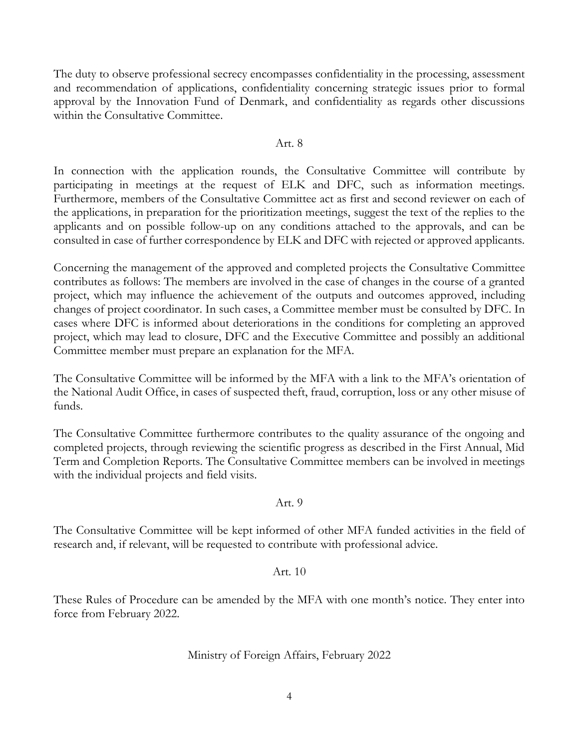The duty to observe professional secrecy encompasses confidentiality in the processing, assessment and recommendation of applications, confidentiality concerning strategic issues prior to formal approval by the Innovation Fund of Denmark, and confidentiality as regards other discussions within the Consultative Committee.

Art. 8

In connection with the application rounds, the Consultative Committee will contribute by participating in meetings at the request of ELK and DFC, such as information meetings. Furthermore, members of the Consultative Committee act as first and second reviewer on each of the applications, in preparation for the prioritization meetings, suggest the text of the replies to the applicants and on possible follow-up on any conditions attached to the approvals, and can be consulted in case of further correspondence by ELK and DFC with rejected or approved applicants.

Concerning the management of the approved and completed projects the Consultative Committee contributes as follows: The members are involved in the case of changes in the course of a granted project, which may influence the achievement of the outputs and outcomes approved, including changes of project coordinator. In such cases, a Committee member must be consulted by DFC. In cases where DFC is informed about deteriorations in the conditions for completing an approved project, which may lead to closure, DFC and the Executive Committee and possibly an additional Committee member must prepare an explanation for the MFA.

The Consultative Committee will be informed by the MFA with a link to the MFA's orientation of the National Audit Office, in cases of suspected theft, fraud, corruption, loss or any other misuse of funds.

The Consultative Committee furthermore contributes to the quality assurance of the ongoing and completed projects, through reviewing the scientific progress as described in the First Annual, Mid Term and Completion Reports. The Consultative Committee members can be involved in meetings with the individual projects and field visits.

Art. 9

The Consultative Committee will be kept informed of other MFA funded activities in the field of research and, if relevant, will be requested to contribute with professional advice.

Art. 10

These Rules of Procedure can be amended by the MFA with one month's notice. They enter into force from February 2022.

Ministry of Foreign Affairs, February 2022